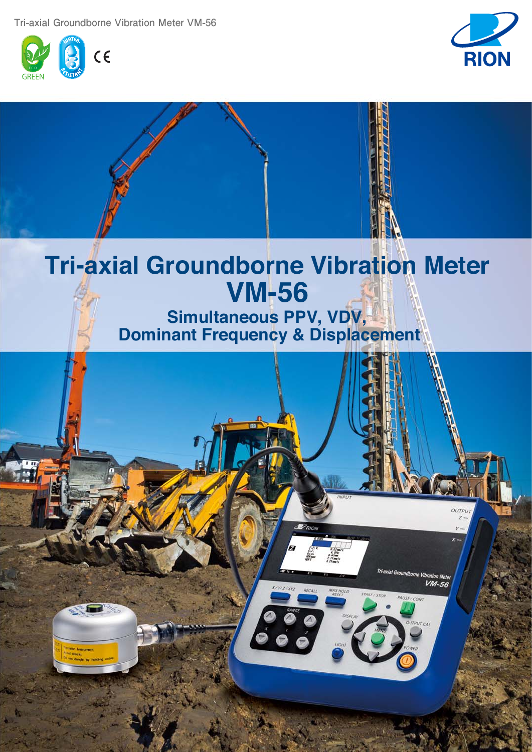Tri-axial Groundborne Vibration Meter VM-56

# Tri-axial Groundborne Vibration Meter VM-56

## Simultaneous PPV, VDV, Dominant Frequency & Displacement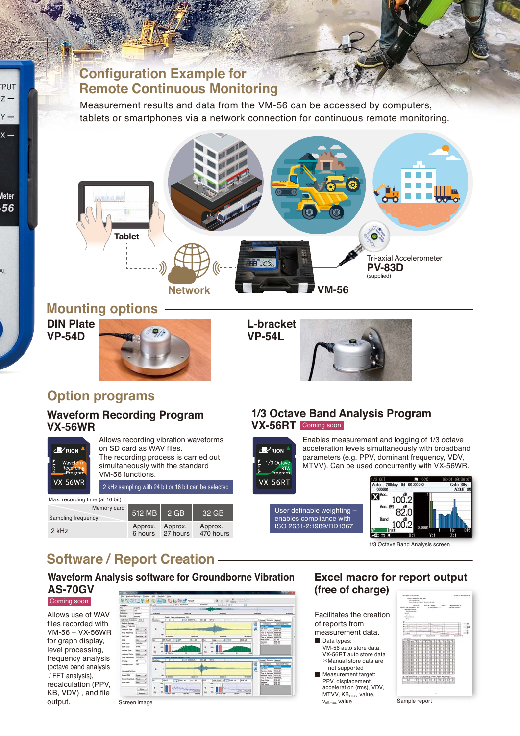# Configuration Example for Remote Continuous Monitoring

Measurement results and data from the VM-56 can be accessed by computers, tablets or smartphones via a network connection for continuous remote monitoring.

Tablet

Network

VM-56

Tri-axial Accelerometer
**PV-83D**
(supplied)

## Mounting options

**DIN Plate VP-54D**

**L-bracket VP-54L**

## Option programs

### Waveform Recording Program VX-56WR

Allows recording vibration waveforms on SD card as WAV files. The recording process is carried out simultaneously with the standard VM-56 functions.

2 kHz sampling with 24 bit or 16 bit can be selected

Max. recording time (at 16 bit)

| Sampling frequency / Memory card | 512 MB | 2 GB | 32 GB |
|---|---|---|---|
| 2 kHz | Approx. 6 hours | Approx. 27 hours | Approx. 470 hours |

### 1/3 Octave Band Analysis Program VX-56RT Coming soon

Enables measurement and logging of 1/3 octave acceleration levels simultaneously with broadband parameters (e.g. PPV, dominant frequency, VDV, MTVV). Can be used concurrently with VX-56WR.

User definable weighting – enables compliance with ISO 2631-2:1989/RD1367

1/3 Octave Band Analysis screen

## Software / Report Creation

### Waveform Analysis software for Groundborne Vibration AS-70GV

Coming soon

Allows use of WAV files recorded with VM-56 + VX-56WR for graph display, level processing, frequency analysis (octave band analysis / FFT analysis), recalculation (PPV, KB, VDV) , and file output.

Screen image

### Excel macro for report output (free of charge)

Facilitates the creation of reports from measurement data.

- Data types:
  VM-56 auto store data, VX-56RT auto store data
  ＊Manual store data are not supported
- Measurement target:
  PPV, displacement, acceleration (rms), VDV, MTVV, $KB_{Fmax}$ value, $v_{eff,max}$ value

Sample report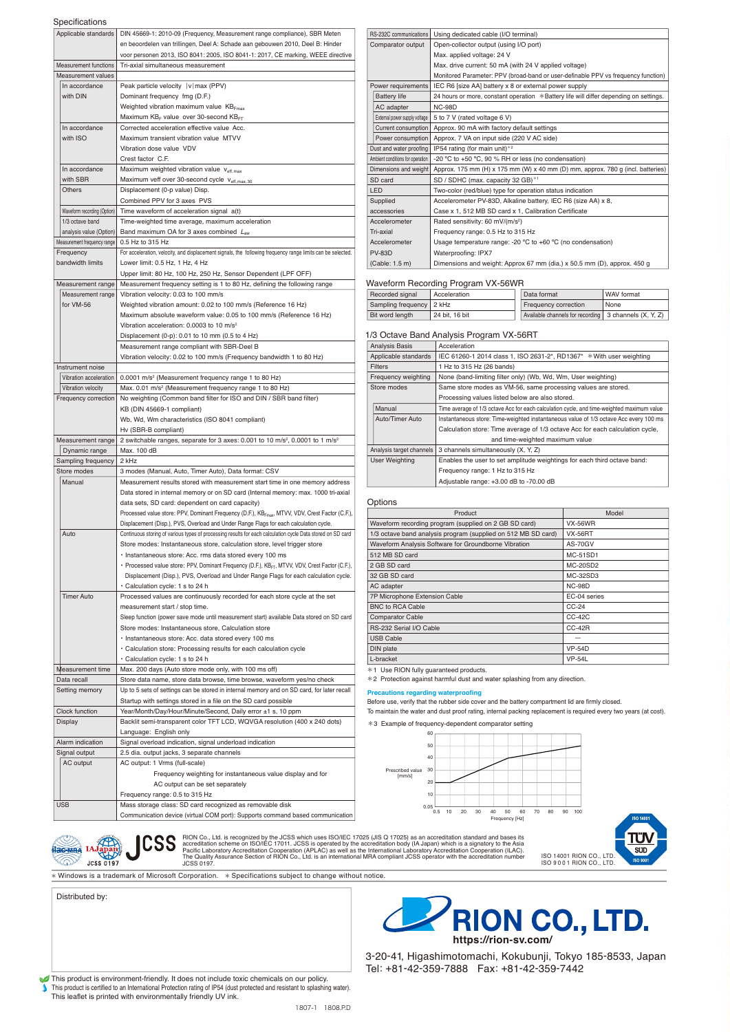## Specifications

| | | |
|---|---|---|
| Applicable standards | | DIN 45669-1: 2010-09 (Frequency, Measurement range compliance), SBR Meten en beoordelen van trillingen, Deel A: Schade aan gebouwen 2010, Deel B: Hinder voor personen 2013, ISO 8041: 2005, ISO 8041-1: 2017, CE marking, WEEE directive |
| Measurement functions | | Tri-axial simultaneous measurement |
| Measurement values | In accordance with DIN | Peak particle velocity \|v\|max (PPV) |
| | | Dominant frequency fmg (D.F.) |
| | | Weighted vibration maximum value $KB_{Fmax}$ |
| | | Maximum $KB_F$ value over 30-second $KB_{FT}$ |
| | In accordance with ISO | Corrected acceleration effective value Acc. |
| | | Maximum transient vibration value MTVV |
| | | Vibration dose value VDV |
| | | Crest factor C.F. |
| | In accordance with SBR | Maximum weighted vibration value $v_{eff,max}$ |
| | | Maximum veff over 30-second cycle $v_{eff,max,30}$ |
| | Others | Displacement (0-p value) Disp. |
| | | Combined PPV for 3 axes PVS |
| | Waveform recording (Option) | Time waveform of acceleration signal a(t) |
| | 1/3 octave band analysis value (Option) | Time-weighted time average, maximum acceleration<br>Band maximum OA for 3 axes combined $L_{aw}$ |
| Measurement frequency range | | 0.5 Hz to 315 Hz |
| Frequency bandwidth limits | | For acceleration, velocity, and displacement signals, the following frequency range limits can be selected. |
| | | Lower limit: 0.5 Hz, 1 Hz, 4 Hz |
| | | Upper limit: 80 Hz, 100 Hz, 250 Hz, Sensor Dependent (LPF OFF) |
| Measurement range | | Measurement frequency setting is 1 to 80 Hz, defining the following range |
| | Measurement range for VM-56 | Vibration velocity: 0.03 to 100 mm/s |
| | | Weighted vibration amount: 0.02 to 100 mm/s (Reference 16 Hz) |
| | | Maximum absolute waveform value: 0.05 to 100 mm/s (Reference 16 Hz) |
| | | Vibration acceleration: 0.0003 to 10 m/s² |
| | | Displacement (0-p): 0.01 to 10 mm (0.5 to 4 Hz) |
| | | Measurement range compliant with SBR-Deel B |
| | | Vibration velocity: 0.02 to 100 mm/s (Frequency bandwidth 1 to 80 Hz) |
| Instrument noise | Vibration acceleration | 0.0001 m/s² (Measurement frequency range 1 to 80 Hz) |
| | Vibration velocity | Max. 0.01 mm/s² (Measurement frequency range 1 to 80 Hz) |
| Frequency correction | | No weighting (Common band filter for ISO and DIN / SBR band filter) |
| | | KB (DIN 45669-1 compliant) |
| | | Wb, Wd, Wm characteristics (ISO 8041 compliant) |
| | | Hv (SBR-B compliant) |
| Measurement range | | 2 switchable ranges, separate for 3 axes: 0.001 to 10 m/s², 0.0001 to 1 m/s² |
| | Dynamic range | Max. 100 dB |
| Sampling frequency | | 2 kHz |
| Store modes | | 3 modes (Manual, Auto, Timer Auto), Data format: CSV |
| | Manual | Measurement results stored with measurement start time in one memory address |
| | | Data stored in internal memory or on SD card (Internal memory: max. 1000 tri-axial data sets, SD card: dependent on card capacity) |
| | | Processed value store: PPV, Dominant Frequency (D.F.), $KB_{Fmax}$, MTVV, VDV, Crest Factor (C.F.), Displacement (Disp.), PVS, Overload and Under Range Flags for each calculation cycle. |
| | Auto | Continuous storing of various types of processing results for each calculation cycle Data stored on SD card |
| | | Store modes: Instantaneous store, calculation store, level trigger store |
| | | • Instantaneous store: Acc. rms data stored every 100 ms |
| | | • Processed value store: PPV, Dominant Frequency (D.F.), $KB_{FT}$, MTVV, VDV, Crest Factor (C.F.), Displacement (Disp.), PVS, Overload and Under Range Flags for each calculation cycle. |
| | | • Calculation cycle: 1 s to 24 h |
| | Timer Auto | Processed values are continuously recorded for each store cycle at the set measurement start / stop time. |
| | | Sleep function (power save mode until measurement start) available Data stored on SD card |
| | | Store modes: Instantaneous store, Calculation store |
| | | • Instantaneous store: Acc. data stored every 100 ms |
| | | • Calculation store: Processing results for each calculation cycle |
| | | • Calculation cycle: 1 s to 24 h |
| Measurement time | | Max. 200 days (Auto store mode only, with 100 ms off) |
| Data recall | | Store data name, store data browse, time browse, waveform yes/no check |
| Setting memory | | Up to 5 sets of settings can be stored in internal memory and on SD card, for later recall |
| | | Startup with settings stored in a file on the SD card possible |
| Clock function | | Year/Month/Day/Hour/Minute/Second, Daily error ±1 s, 10 ppm |
| Display | | Backlit semi-transparent color TFT LCD, WQVGA resolution (400 x 240 dots) |
| | | Language: English only |
| Alarm indication | | Signal overload indication, signal underload indication |
| Signal output | | 2.5 dia. output jacks, 3 separate channels |
| | AC output | AC output: 1 Vrms (full-scale) |
| | | Frequency weighting for instantaneous value display and for AC output can be set separately |
| | | Frequency range: 0.5 to 315 Hz |
| USB | | Mass storage class: SD card recognized as removable disk |
| | | Communication device (virtual COM port): Supports command based communication |
| RS-232C communications | | Using dedicated cable (I/O terminal) |
| Comparator output | | Open-collector output (using I/O port) |
| | | Max. applied voltage: 24 V |
| | | Max. drive current: 50 mA (with 24 V applied voltage) |
| | | Monitored Parameter: PPV (broad-band or user-definable PPV vs frequency function) |
| Power requirements | | IEC R6 [size AA] battery x 8 or external power supply |
| | Battery life | 24 hours or more, constant operation ＊Battery life will differ depending on settings. |
| | AC adapter | NC-98D |
| | External power supply voltage | 5 to 7 V (rated voltage 6 V) |
| | Current consumption | Approx. 90 mA with factory default settings |
| | Power consumption | Approx. 7 VA on input side (220 V AC side) |
| Dust and water proofing | | IP54 rating (for main unit)＊2 |
| Ambient conditions for operation | | -20 °C to +50 °C, 90 % RH or less (no condensation) |
| Dimensions and weight | | Approx. 175 mm (H) x 175 mm (W) x 40 mm (D) mm, approx. 780 g (incl. batteries) |
| SD card | | SD / SDHC (max. capacity 32 GB)＊1 |
| LED | | Two-color (red/blue) type for operation status indication |
| Supplied accessories | | Accelerometer PV-83D, Alkaline battery, IEC R6 (size AA) x 8, Case x 1, 512 MB SD card x 1, Calibration Certificate |
| Accelerometer Tri-axial Accelerometer PV-83D (Cable: 1.5 m) | | Rated sensitivity: 60 mV/(m/s²) |
| | | Frequency range: 0.5 Hz to 315 Hz |
| | | Usage temperature range: -20 °C to +60 °C (no condensation) |
| | | Waterproofing: IPX7 |
| | | Dimensions and weight: Approx 67 mm (dia.) x 50.5 mm (D), approx. 450 g |

## Waveform Recording Program VX-56WR

| | | | |
|---|---|---|---|
| Recorded signal | Acceleration | Data format | WAV format |
| Sampling frequency | 2 kHz | Frequency correction | None |
| Bit word length | 24 bit, 16 bit | Available channels for recording | 3 channels (X, Y, Z) |

## 1/3 Octave Band Analysis Program VX-56RT

| | | |
|---|---|---|
| Analysis Basis | | Acceleration |
| Applicable standards | | IEC 61260-1 2014 class 1, ISO 2631-2*, RD1367* ＊With user weighting |
| Filters | | 1 Hz to 315 Hz (26 bands) |
| Frequency weighting | | None (band-limiting filter only) (Wb, Wd, Wm, User weighting) |
| Store modes | | Same store modes as VM-56, same processing values are stored. Processing values listed below are also stored. |
| | Manual | Time average of 1/3 octave Acc for each calculation cycle, and time-weighted maximum value |
| | Auto/Timer Auto | Instantaneous store: Time-weighted instantaneous value of 1/3 octave Acc every 100 ms |
| | | Calculation store: Time average of 1/3 octave Acc for each calculation cycle, and time-weighted maximum value |
| Analysis target channels | | 3 channels simultaneously (X, Y, Z) |
| User Weighting | | Enables the user to set amplitude weightings for each third octave band: |
| | | Frequency range: 1 Hz to 315 Hz |
| | | Adjustable range: +3.00 dB to -70.00 dB |

## Options

| Product | Model |
|---|---|
| Waveform recording program (supplied on 2 GB SD card) | VX-56WR |
| 1/3 octave band analysis program (supplied on 512 MB SD card) | VX-56RT |
| Waveform Analysis Software for Groundborne Vibration | AS-70GV |
| 512 MB SD card | MC-51SD1 |
| 2 GB SD card | MC-20SD2 |
| 32 GB SD card | MC-32SD3 |
| AC adapter | NC-98D |
| 7P Microphone Extension Cable | EC-04 series |
| BNC to RCA Cable | CC-24 |
| Comparator Cable | CC-42C |
| RS-232 Serial I/O Cable | CC-42R |
| USB Cable | — |
| DIN plate | VP-54D |
| L-bracket | VP-54L |

＊1 Use RION fully guaranteed products.
＊2 Protection against harmful dust and water splashing from any direction.

**Precautions regarding waterproofing**

Before use, verify that the rubber side cover and the battery compartment lid are firmly closed.
To maintain the water and dust proof rating, internal packing replacement is required every two years (at cost).

＊3 Example of frequency-dependent comparator setting

60
50
40
30
20
10
0.05
Prescribed value [mm/s]
0.5 10 20 30 40 50 60 70 80 90 100
Frequency [Hz]

RION Co., Ltd. is recognized by the JCSS which uses ISO/IEC 17025 (JIS Q 17025) as an accreditation standard and bases its accreditation scheme on ISO/IEC 17011. JCSS is operated by the accreditation body (IA Japan) which is a signatory to the Asia Pacific Laboratory Accreditation Cooperation (APLAC) as well as the International Laboratory Accreditation Cooperation (ILAC). The Quality Assurance Section of RION Co., Ltd. is an international MRA compliant JCSS operator with the accreditation number JCSS 0197.

JCSS 0197

ISO 14001 RION CO., LTD.
ISO 9001 RION CO., LTD.

＊ Windows is a trademark of Microsoft Corporation. ＊ Specifications subject to change without notice.

Distributed by:

**RION CO., LTD.**
https://rion-sv.com/
3-20-41, Higashimotomachi, Kokubunji, Tokyo 185-8533, Japan
Tel: +81-42-359-7888 Fax: +81-42-359-7442

This product is environment-friendly. It does not include toxic chemicals on our policy.
This product is certified to an International Protection rating of IP54 (dust protected and resistant to splashing water).
This leaflet is printed with environmentally friendly UV ink.

1807-1 1808.P.D